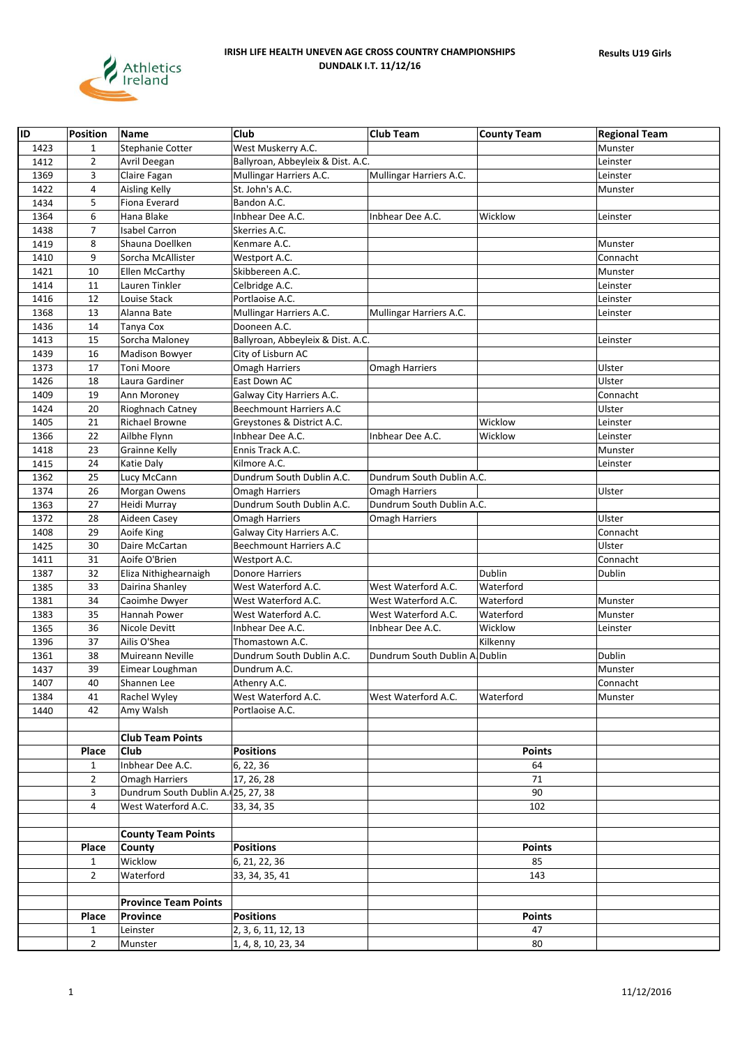# IRISH LIFE HEALTH UNEVEN AGE CROSS COUNTRY CHAMPIONSHIPS

## DUNDALK I.T. 11/12/16

**Results U19 Girls**

| ID | Position | Name | Club | Club Team | County Team | Regional Team |
|---|---|---|---|---|---|---|
| 1423 | 1 | Stephanie Cotter | West Muskerry A.C. | | | Munster |
| 1412 | 2 | Avril Deegan | Ballyroan, Abbeyleix & Dist. A.C. | | | Leinster |
| 1369 | 3 | Claire Fagan | Mullingar Harriers A.C. | Mullingar Harriers A.C. | | Leinster |
| 1422 | 4 | Aisling Kelly | St. John's A.C. | | | Munster |
| 1434 | 5 | Fiona Everard | Bandon A.C. | | | |
| 1364 | 6 | Hana Blake | Inbhear Dee A.C. | Inbhear Dee A.C. | Wicklow | Leinster |
| 1438 | 7 | Isabel Carron | Skerries A.C. | | | |
| 1419 | 8 | Shauna Doellken | Kenmare A.C. | | | Munster |
| 1410 | 9 | Sorcha McAllister | Westport A.C. | | | Connacht |
| 1421 | 10 | Ellen McCarthy | Skibbereen A.C. | | | Munster |
| 1414 | 11 | Lauren Tinkler | Celbridge A.C. | | | Leinster |
| 1416 | 12 | Louise Stack | Portlaoise A.C. | | | Leinster |
| 1368 | 13 | Alanna Bate | Mullingar Harriers A.C. | Mullingar Harriers A.C. | | Leinster |
| 1436 | 14 | Tanya Cox | Dooneen A.C. | | | |
| 1413 | 15 | Sorcha Maloney | Ballyroan, Abbeyleix & Dist. A.C. | | | Leinster |
| 1439 | 16 | Madison Bowyer | City of Lisburn AC | | | |
| 1373 | 17 | Toni Moore | Omagh Harriers | Omagh Harriers | | Ulster |
| 1426 | 18 | Laura Gardiner | East Down AC | | | Ulster |
| 1409 | 19 | Ann Moroney | Galway City Harriers A.C. | | | Connacht |
| 1424 | 20 | Rioghnach Catney | Beechmount Harriers A.C | | | Ulster |
| 1405 | 21 | Richael Browne | Greystones & District A.C. | | Wicklow | Leinster |
| 1366 | 22 | Ailbhe Flynn | Inbhear Dee A.C. | Inbhear Dee A.C. | Wicklow | Leinster |
| 1418 | 23 | Grainne Kelly | Ennis Track A.C. | | | Munster |
| 1415 | 24 | Katie Daly | Kilmore A.C. | | | Leinster |
| 1362 | 25 | Lucy McCann | Dundrum South Dublin A.C. | Dundrum South Dublin A.C. | | |
| 1374 | 26 | Morgan Owens | Omagh Harriers | Omagh Harriers | | Ulster |
| 1363 | 27 | Heidi Murray | Dundrum South Dublin A.C. | Dundrum South Dublin A.C. | | |
| 1372 | 28 | Aideen Casey | Omagh Harriers | Omagh Harriers | | Ulster |
| 1408 | 29 | Aoife King | Galway City Harriers A.C. | | | Connacht |
| 1425 | 30 | Daire McCartan | Beechmount Harriers A.C | | | Ulster |
| 1411 | 31 | Aoife O'Brien | Westport A.C. | | | Connacht |
| 1387 | 32 | Eliza Nithighearnaigh | Donore Harriers | | Dublin | Dublin |
| 1385 | 33 | Dairina Shanley | West Waterford A.C. | West Waterford A.C. | Waterford | |
| 1381 | 34 | Caoimhe Dwyer | West Waterford A.C. | West Waterford A.C. | Waterford | Munster |
| 1383 | 35 | Hannah Power | West Waterford A.C. | West Waterford A.C. | Waterford | Munster |
| 1365 | 36 | Nicole Devitt | Inbhear Dee A.C. | Inbhear Dee A.C. | Wicklow | Leinster |
| 1396 | 37 | Ailis O'Shea | Thomastown A.C. | | Kilkenny | |
| 1361 | 38 | Muireann Neville | Dundrum South Dublin A.C. | Dundrum South Dublin A. | Dublin | Dublin |
| 1437 | 39 | Eimear Loughman | Dundrum A.C. | | | Munster |
| 1407 | 40 | Shannen Lee | Athenry A.C. | | | Connacht |
| 1384 | 41 | Rachel Wyley | West Waterford A.C. | West Waterford A.C. | Waterford | Munster |
| 1440 | 42 | Amy Walsh | Portlaoise A.C. | | | |

**Club Team Points**

| Place | Club | Positions | Points |
|---|---|---|---|
| 1 | Inbhear Dee A.C. | 6, 22, 36 | 64 |
| 2 | Omagh Harriers | 17, 26, 28 | 71 |
| 3 | Dundrum South Dublin A.C. | 25, 27, 38 | 90 |
| 4 | West Waterford A.C. | 33, 34, 35 | 102 |

**County Team Points**

| Place | County | Positions | Points |
|---|---|---|---|
| 1 | Wicklow | 6, 21, 22, 36 | 85 |
| 2 | Waterford | 33, 34, 35, 41 | 143 |

**Province Team Points**

| Place | Province | Positions | Points |
|---|---|---|---|
| 1 | Leinster | 2, 3, 6, 11, 12, 13 | 47 |
| 2 | Munster | 1, 4, 8, 10, 23, 34 | 80 |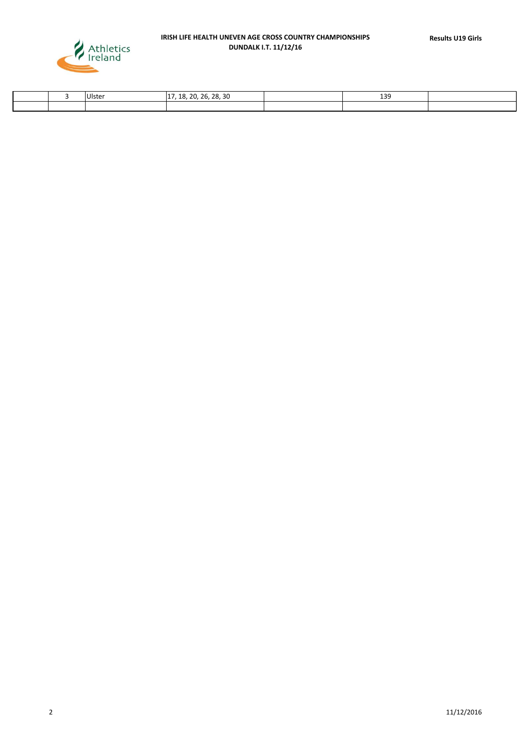**IRISH LIFE HEALTH UNEVEN AGE CROSS COUNTRY CHAMPIONSHIPS**
**DUNDALK I.T. 11/12/16**

**Results U19 Girls**

| | | | | | | |
|---|---|---|---|---|---|---|
| | 3 | Ulster | 17, 18, 20, 26, 28, 30 | | 139 | |
| | | | | | | |